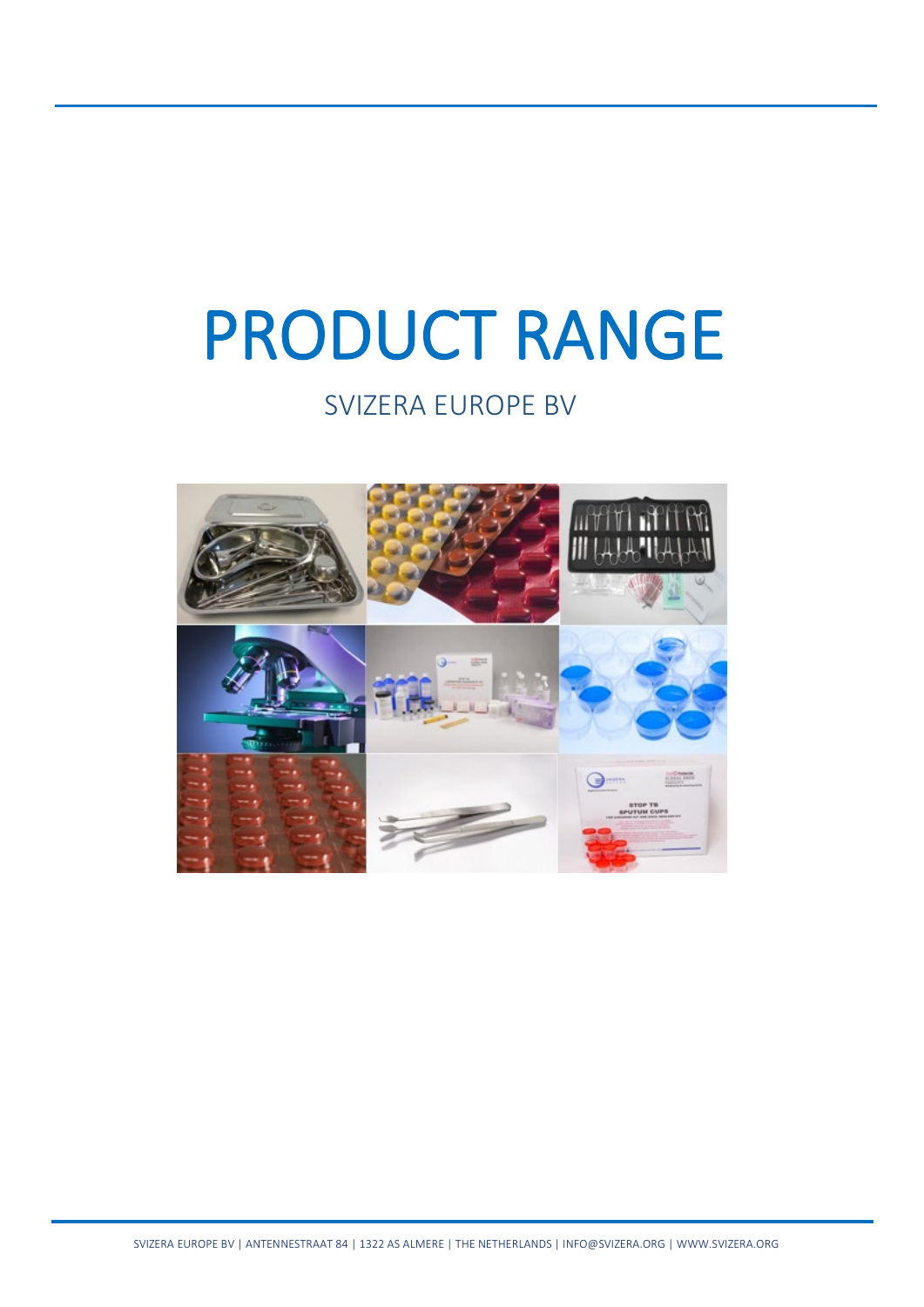# PRODUCT RANGE

## SVIZERA EUROPE BV

SVIZERA EUROPE BV | ANTENNESTRAAT 84 | 1322 AS ALMERE | THE NETHERLANDS | INFO@SVIZERA.ORG | WWW.SVIZERA.ORG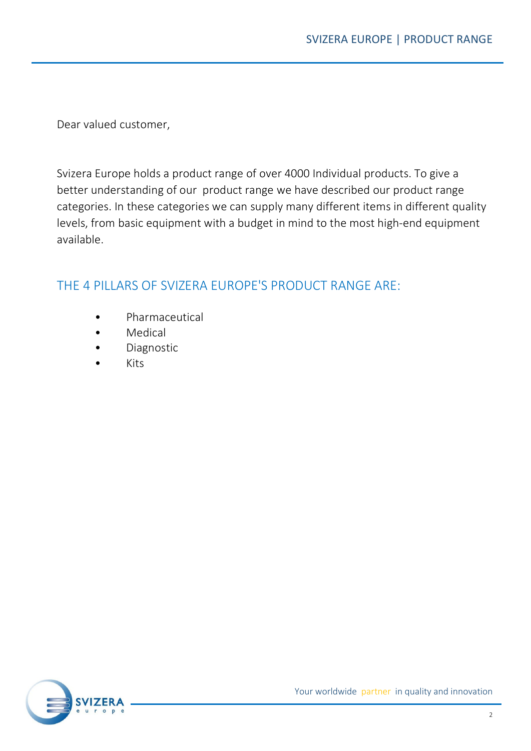Dear valued customer,

Svizera Europe holds a product range of over 4000 Individual products. To give a better understanding of our  product range we have described our product range categories. In these categories we can supply many different items in different quality levels, from basic equipment with a budget in mind to the most high-end equipment available.

## THE 4 PILLARS OF SVIZERA EUROPE'S PRODUCT RANGE ARE:

- Pharmaceutical
- Medical
- Diagnostic
- Kits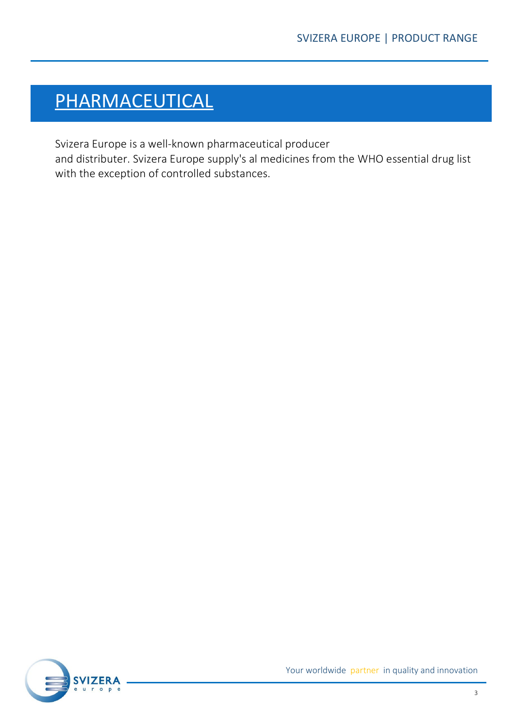# PHARMACEUTICAL

Svizera Europe is a well-known pharmaceutical producer and distributer. Svizera Europe supply's al medicines from the WHO essential drug list with the exception of controlled substances.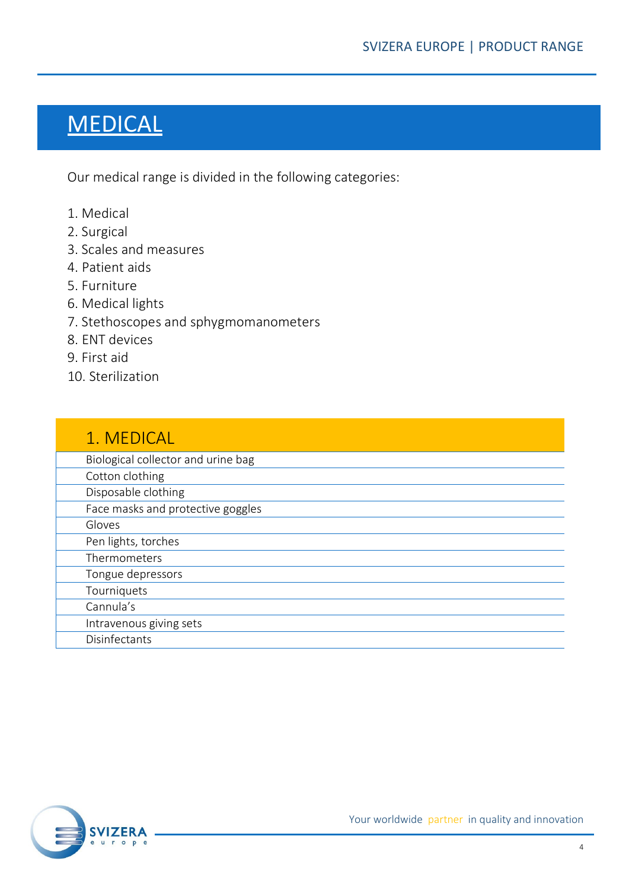# MEDICAL

Our medical range is divided in the following categories:

1. Medical
2. Surgical
3. Scales and measures
4. Patient aids
5. Furniture
6. Medical lights
7. Stethoscopes and sphygmomanometers
8. ENT devices
9. First aid
10. Sterilization

| 1. MEDICAL |
| --- |
| Biological collector and urine bag |
| Cotton clothing |
| Disposable clothing |
| Face masks and protective goggles |
| Gloves |
| Pen lights, torches |
| Thermometers |
| Tongue depressors |
| Tourniquets |
| Cannula's |
| Intravenous giving sets |
| Disinfectants |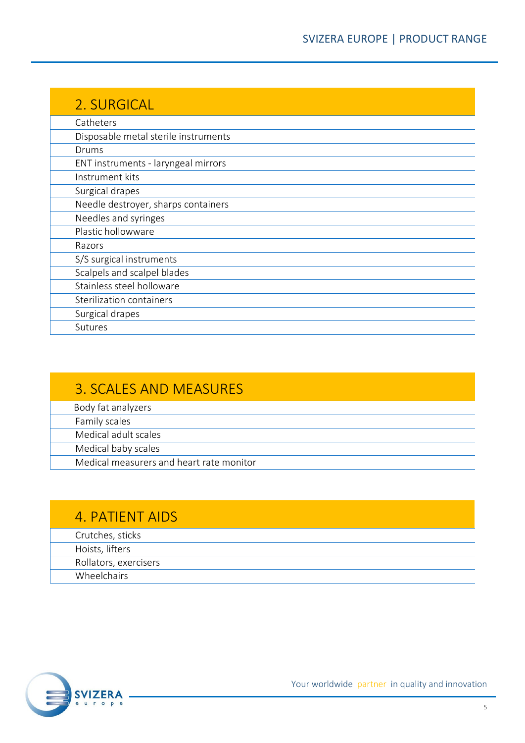## 2. SURGICAL

- Catheters
- Disposable metal sterile instruments
- Drums
- ENT instruments - laryngeal mirrors
- Instrument kits
- Surgical drapes
- Needle destroyer, sharps containers
- Needles and syringes
- Plastic hollowware
- Razors
- S/S surgical instruments
- Scalpels and scalpel blades
- Stainless steel holloware
- Sterilization containers
- Surgical drapes
- Sutures

## 3. SCALES AND MEASURES

- Body fat analyzers
- Family scales
- Medical adult scales
- Medical baby scales
- Medical measurers and heart rate monitor

## 4. PATIENT AIDS

- Crutches, sticks
- Hoists, lifters
- Rollators, exercisers
- Wheelchairs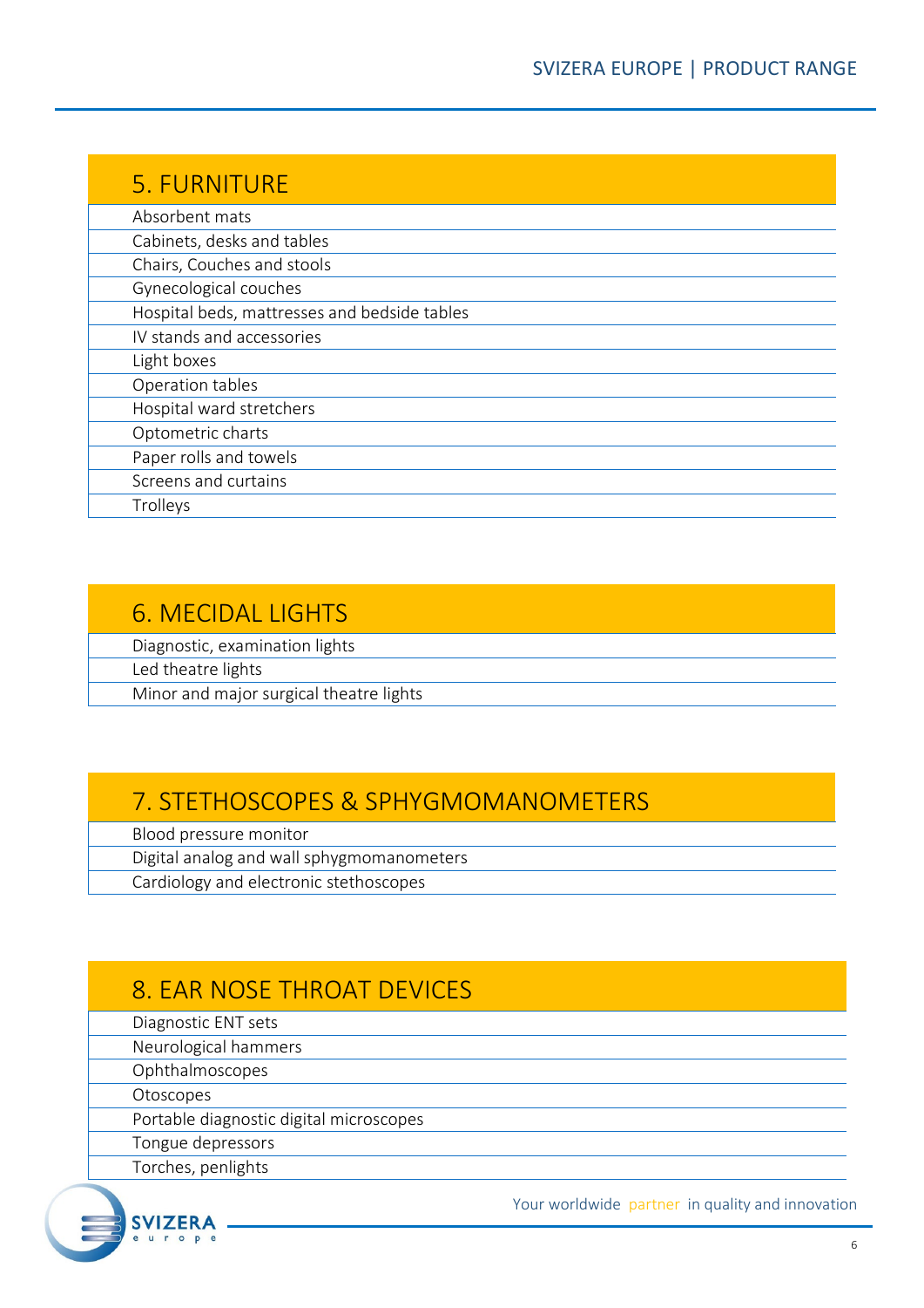## 5. FURNITURE

- Absorbent mats
- Cabinets, desks and tables
- Chairs, Couches and stools
- Gynecological couches
- Hospital beds, mattresses and bedside tables
- IV stands and accessories
- Light boxes
- Operation tables
- Hospital ward stretchers
- Optometric charts
- Paper rolls and towels
- Screens and curtains
- Trolleys

## 6. MECIDAL LIGHTS

- Diagnostic, examination lights
- Led theatre lights
- Minor and major surgical theatre lights

## 7. STETHOSCOPES & SPHYGMOMANOMETERS

- Blood pressure monitor
- Digital analog and wall sphygmomanometers
- Cardiology and electronic stethoscopes

## 8. EAR NOSE THROAT DEVICES

- Diagnostic ENT sets
- Neurological hammers
- Ophthalmoscopes
- Otoscopes
- Portable diagnostic digital microscopes
- Tongue depressors
- Torches, penlights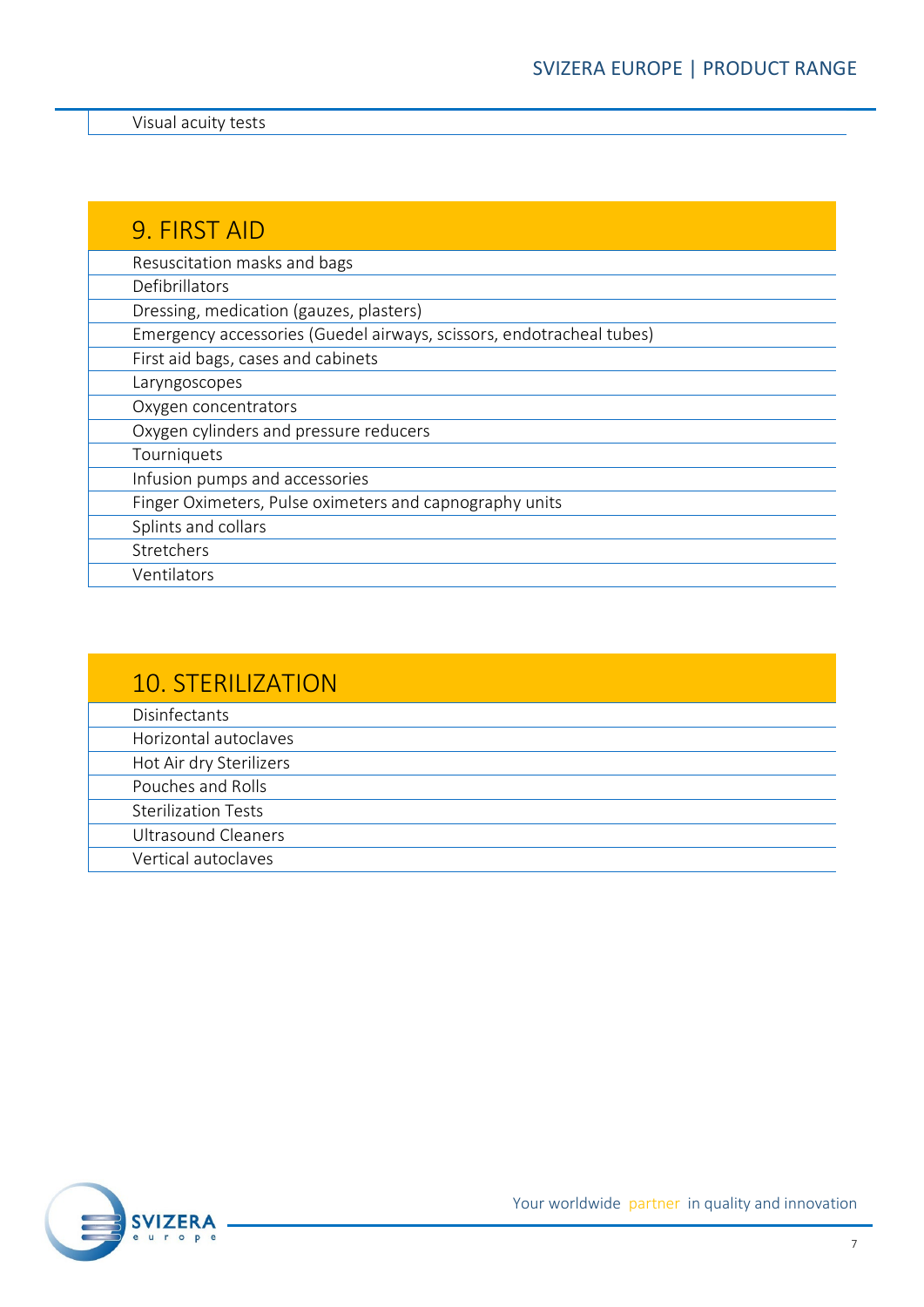Visual acuity tests

## 9. FIRST AID

- Resuscitation masks and bags
- Defibrillators
- Dressing, medication (gauzes, plasters)
- Emergency accessories (Guedel airways, scissors, endotracheal tubes)
- First aid bags, cases and cabinets
- Laryngoscopes
- Oxygen concentrators
- Oxygen cylinders and pressure reducers
- Tourniquets
- Infusion pumps and accessories
- Finger Oximeters, Pulse oximeters and capnography units
- Splints and collars
- Stretchers
- Ventilators

## 10. STERILIZATION

- Disinfectants
- Horizontal autoclaves
- Hot Air dry Sterilizers
- Pouches and Rolls
- Sterilization Tests
- Ultrasound Cleaners
- Vertical autoclaves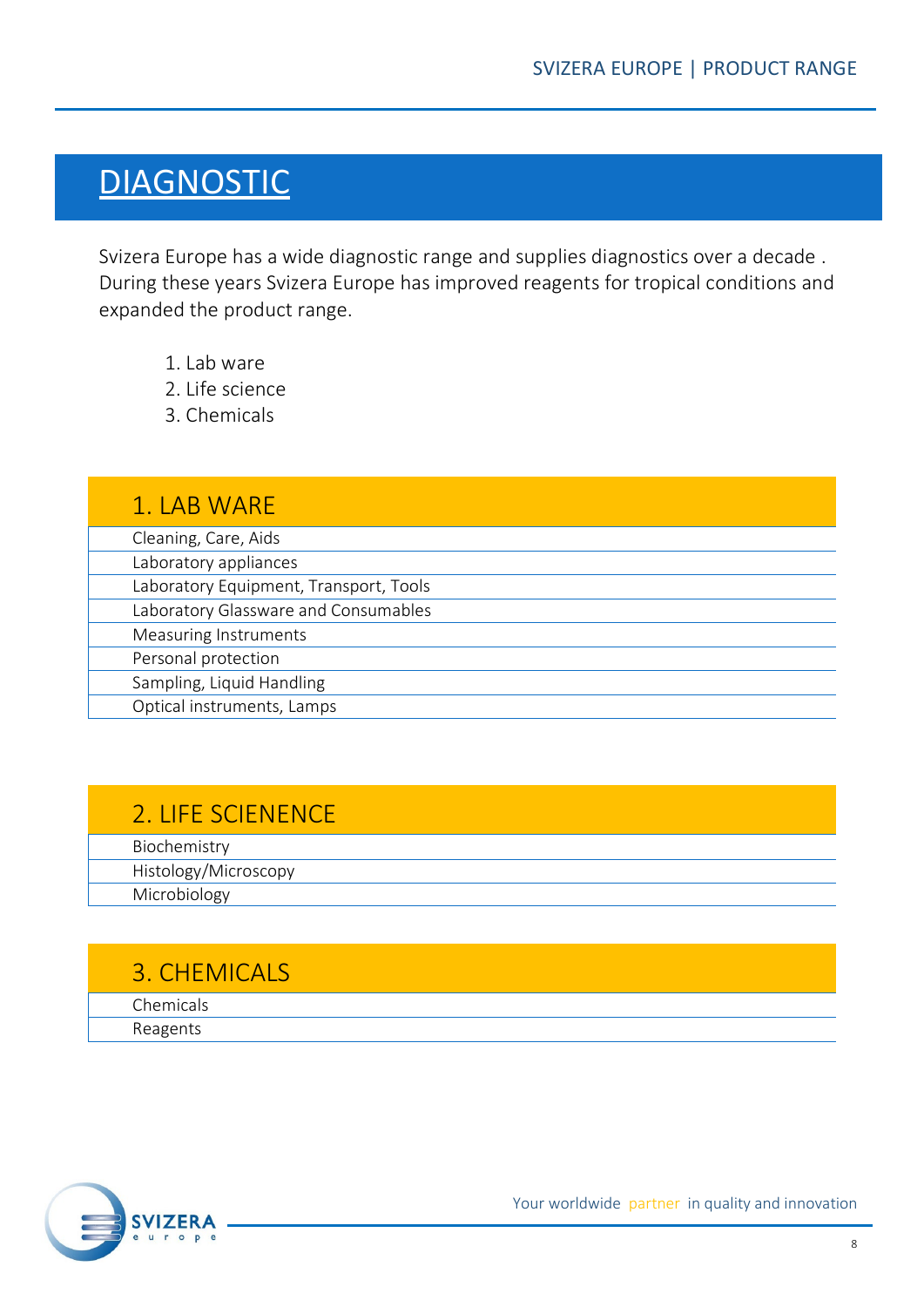# DIAGNOSTIC

Svizera Europe has a wide diagnostic range and supplies diagnostics over a decade . During these years Svizera Europe has improved reagents for tropical conditions and expanded the product range.

1. Lab ware
2. Life science
3. Chemicals

| 1. LAB WARE |
|---|
| Cleaning, Care, Aids |
| Laboratory appliances |
| Laboratory Equipment, Transport, Tools |
| Laboratory Glassware and Consumables |
| Measuring Instruments |
| Personal protection |
| Sampling, Liquid Handling |
| Optical instruments, Lamps |

| 2. LIFE SCIENENCE |
|---|
| Biochemistry |
| Histology/Microscopy |
| Microbiology |

| 3. CHEMICALS |
|---|
| Chemicals |
| Reagents |

Your worldwide partner in quality and innovation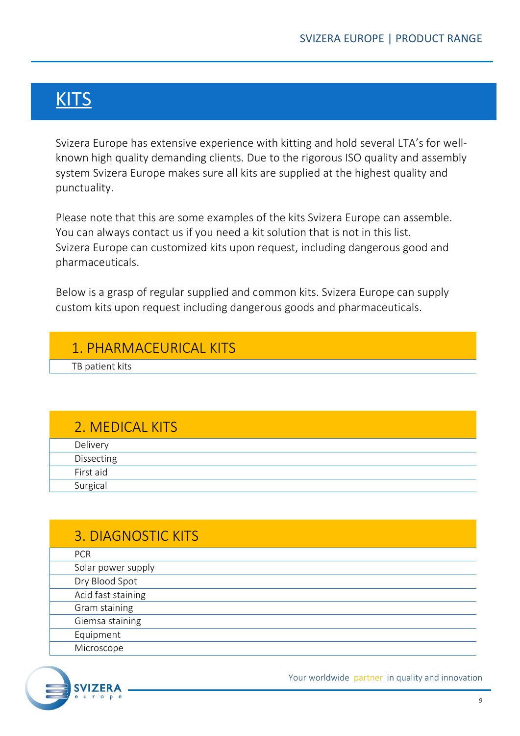# KITS

Svizera Europe has extensive experience with kitting and hold several LTA's for well-known high quality demanding clients. Due to the rigorous ISO quality and assembly system Svizera Europe makes sure all kits are supplied at the highest quality and punctuality.

Please note that this are some examples of the kits Svizera Europe can assemble. You can always contact us if you need a kit solution that is not in this list. Svizera Europe can customized kits upon request, including dangerous good and pharmaceuticals.

Below is a grasp of regular supplied and common kits. Svizera Europe can supply custom kits upon request including dangerous goods and pharmaceuticals.

| 1. PHARMACEURICAL KITS |
|---|
| TB patient kits |

| 2. MEDICAL KITS |
|---|
| Delivery |
| Dissecting |
| First aid |
| Surgical |

| 3. DIAGNOSTIC KITS |
|---|
| PCR |
| Solar power supply |
| Dry Blood Spot |
| Acid fast staining |
| Gram staining |
| Giemsa staining |
| Equipment |
| Microscope |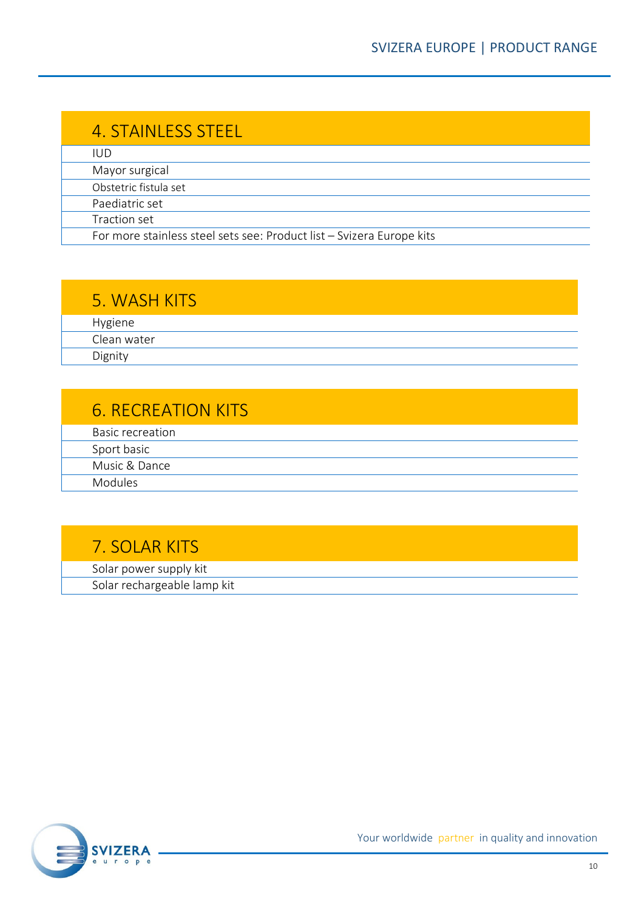| 4. STAINLESS STEEL |
| --- |
| IUD |
| Mayor surgical |
| Obstetric fistula set |
| Paediatric set |
| Traction set |
| For more stainless steel sets see: Product list – Svizera Europe kits |

| 5. WASH KITS |
| --- |
| Hygiene |
| Clean water |
| Dignity |

| 6. RECREATION KITS |
| --- |
| Basic recreation |
| Sport basic |
| Music & Dance |
| Modules |

| 7. SOLAR KITS |
| --- |
| Solar power supply kit |
| Solar rechargeable lamp kit |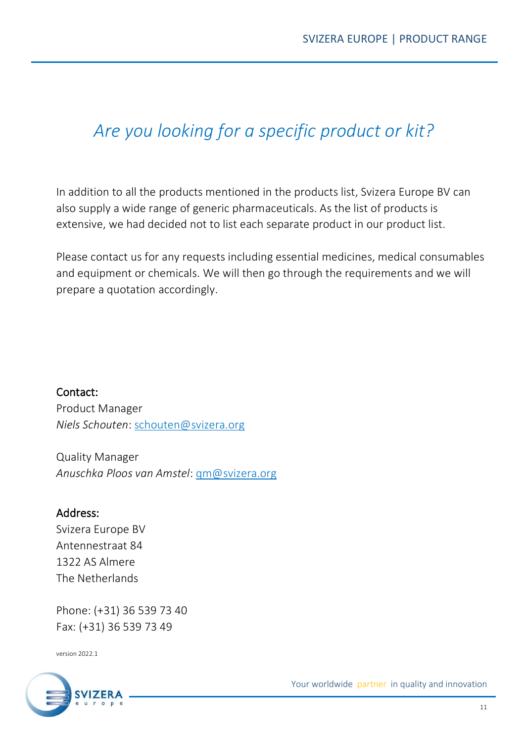# *Are you looking for a specific product or kit?*

In addition to all the products mentioned in the products list, Svizera Europe BV can also supply a wide range of generic pharmaceuticals. As the list of products is extensive, we had decided not to list each separate product in our product list.

Please contact us for any requests including essential medicines, medical consumables and equipment or chemicals. We will then go through the requirements and we will prepare a quotation accordingly.

**Contact:**
Product Manager
*Niels Schouten*: schouten@svizera.org

Quality Manager
*Anuschka Ploos van Amstel*: qm@svizera.org

**Address:**
Svizera Europe BV
Antennestraat 84
1322 AS Almere
The Netherlands

Phone: (+31) 36 539 73 40
Fax: (+31) 36 539 73 49

version 2022.1